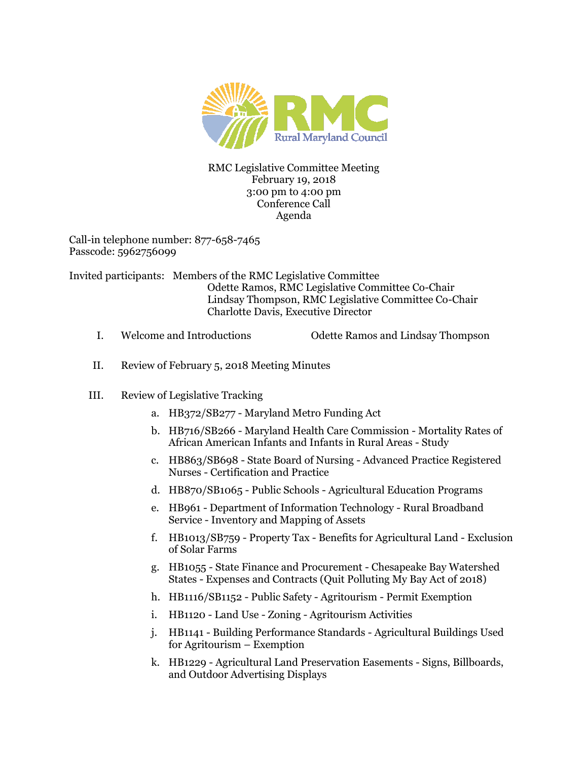RMC

Rural Maryland Council

RMC Legislative Committee Meeting
February 19, 2018
3:00 pm to 4:00 pm
Conference Call
Agenda

Call-in telephone number: 877-658-7465
Passcode: 5962756099

Invited participants: Members of the RMC Legislative Committee
Odette Ramos, RMC Legislative Committee Co-Chair
Lindsay Thompson, RMC Legislative Committee Co-Chair
Charlotte Davis, Executive Director

I. Welcome and Introductions — Odette Ramos and Lindsay Thompson

II. Review of February 5, 2018 Meeting Minutes

III. Review of Legislative Tracking

a. HB372/SB277 - Maryland Metro Funding Act
b. HB716/SB266 - Maryland Health Care Commission - Mortality Rates of African American Infants and Infants in Rural Areas - Study
c. HB863/SB698 - State Board of Nursing - Advanced Practice Registered Nurses - Certification and Practice
d. HB870/SB1065 - Public Schools - Agricultural Education Programs
e. HB961 - Department of Information Technology - Rural Broadband Service - Inventory and Mapping of Assets
f. HB1013/SB759 - Property Tax - Benefits for Agricultural Land - Exclusion of Solar Farms
g. HB1055 - State Finance and Procurement - Chesapeake Bay Watershed States - Expenses and Contracts (Quit Polluting My Bay Act of 2018)
h. HB1116/SB1152 - Public Safety - Agritourism - Permit Exemption
i. HB1120 - Land Use - Zoning - Agritourism Activities
j. HB1141 - Building Performance Standards - Agricultural Buildings Used for Agritourism – Exemption
k. HB1229 - Agricultural Land Preservation Easements - Signs, Billboards, and Outdoor Advertising Displays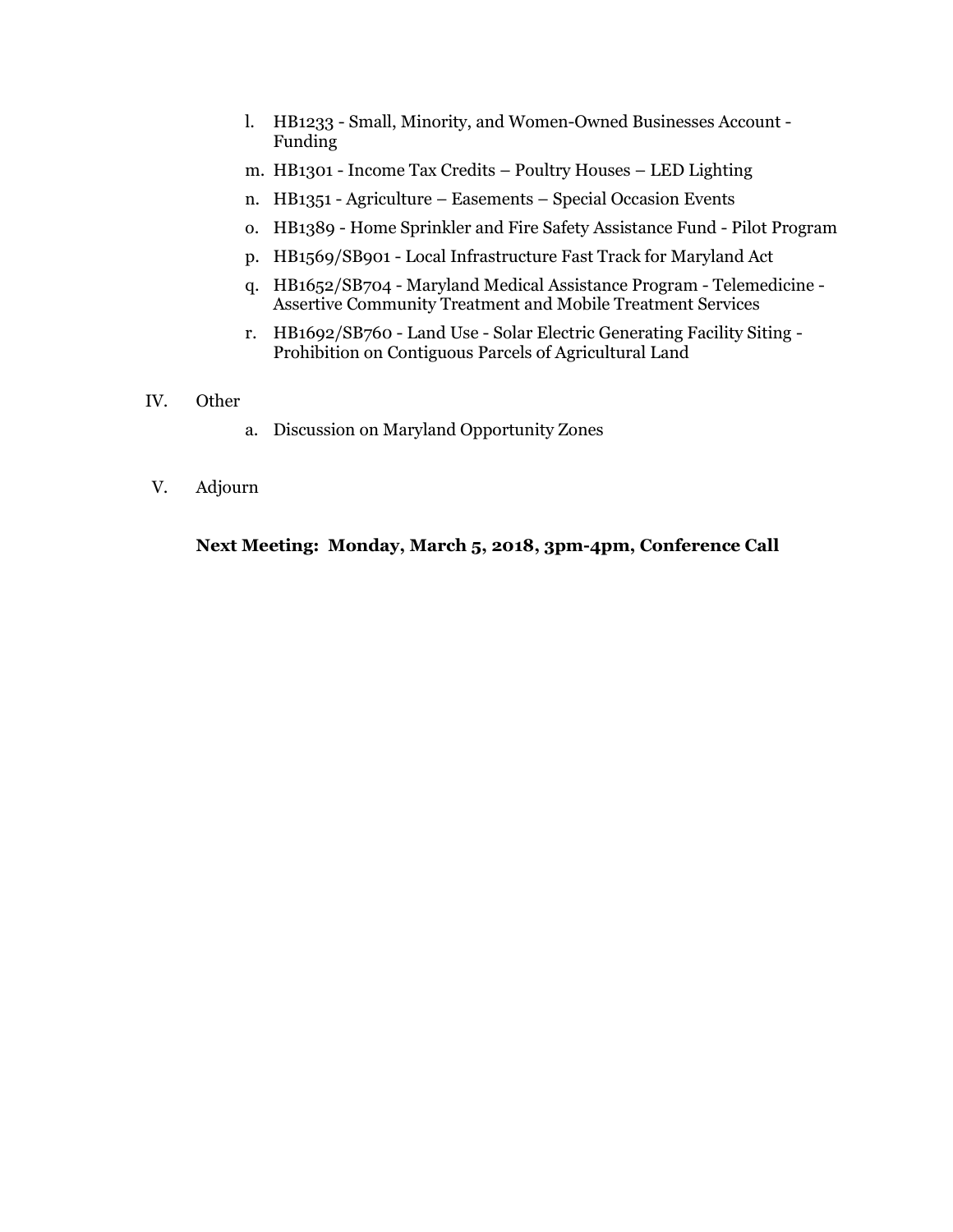l. HB1233 - Small, Minority, and Women-Owned Businesses Account - Funding

m. HB1301 - Income Tax Credits – Poultry Houses – LED Lighting

n. HB1351 - Agriculture – Easements – Special Occasion Events

o. HB1389 - Home Sprinkler and Fire Safety Assistance Fund - Pilot Program

p. HB1569/SB901 - Local Infrastructure Fast Track for Maryland Act

q. HB1652/SB704 - Maryland Medical Assistance Program - Telemedicine - Assertive Community Treatment and Mobile Treatment Services

r. HB1692/SB760 - Land Use - Solar Electric Generating Facility Siting - Prohibition on Contiguous Parcels of Agricultural Land

IV. Other

a. Discussion on Maryland Opportunity Zones

V. Adjourn

**Next Meeting: Monday, March 5, 2018, 3pm-4pm, Conference Call**